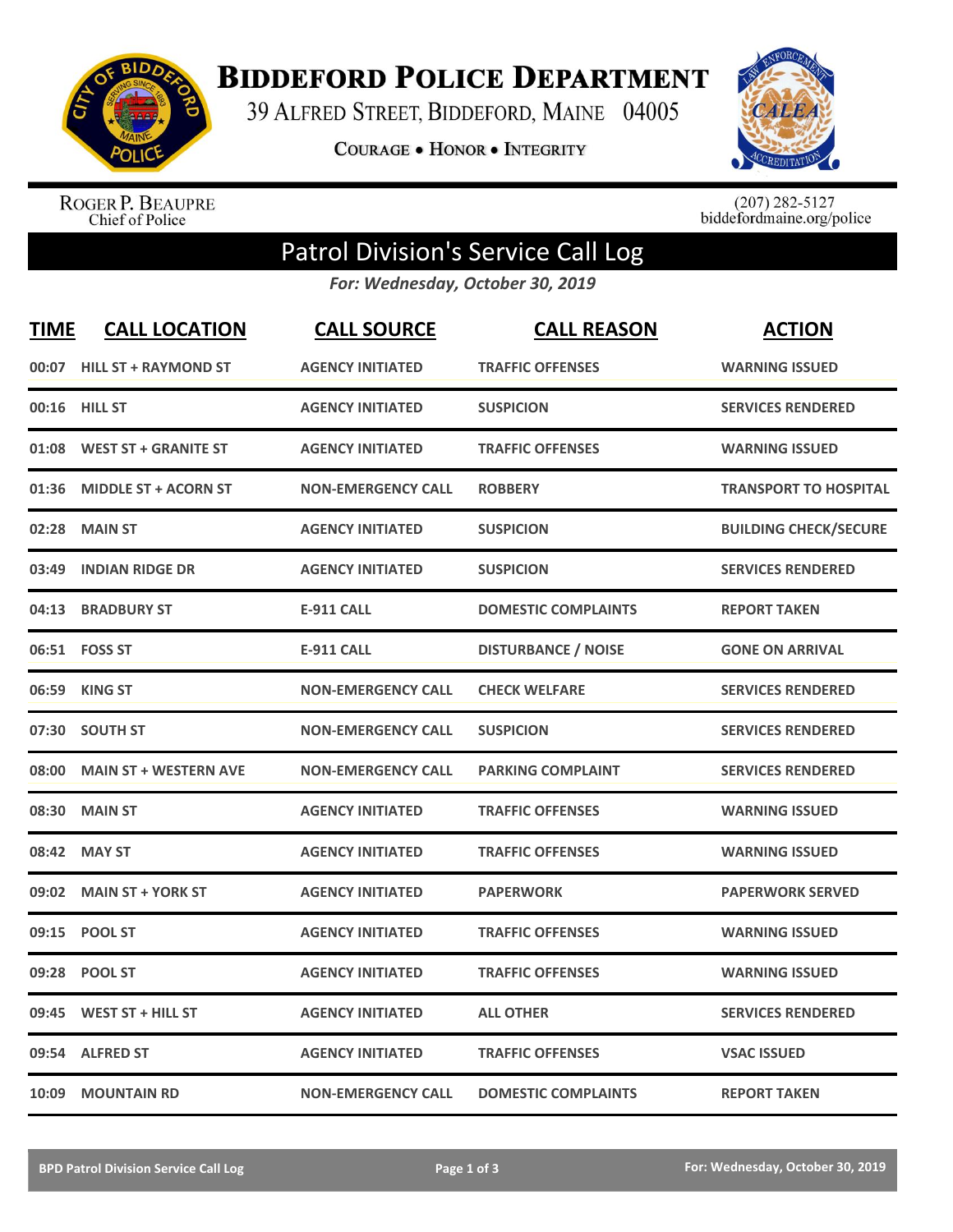# BIDDEFORD POLICE DEPARTMENT

39 ALFRED STREET, BIDDEFORD, MAINE 04005

COURAGE • HONOR • INTEGRITY

ROGER P. BEAUPRE
Chief of Police

(207) 282-5127
biddefordmaine.org/police

## Patrol Division's Service Call Log

*For: Wednesday, October 30, 2019*

| TIME | CALL LOCATION | CALL SOURCE | CALL REASON | ACTION |
|---|---|---|---|---|
| 00:07 | HILL ST + RAYMOND ST | AGENCY INITIATED | TRAFFIC OFFENSES | WARNING ISSUED |
| 00:16 | HILL ST | AGENCY INITIATED | SUSPICION | SERVICES RENDERED |
| 01:08 | WEST ST + GRANITE ST | AGENCY INITIATED | TRAFFIC OFFENSES | WARNING ISSUED |
| 01:36 | MIDDLE ST + ACORN ST | NON-EMERGENCY CALL | ROBBERY | TRANSPORT TO HOSPITAL |
| 02:28 | MAIN ST | AGENCY INITIATED | SUSPICION | BUILDING CHECK/SECURE |
| 03:49 | INDIAN RIDGE DR | AGENCY INITIATED | SUSPICION | SERVICES RENDERED |
| 04:13 | BRADBURY ST | E-911 CALL | DOMESTIC COMPLAINTS | REPORT TAKEN |
| 06:51 | FOSS ST | E-911 CALL | DISTURBANCE / NOISE | GONE ON ARRIVAL |
| 06:59 | KING ST | NON-EMERGENCY CALL | CHECK WELFARE | SERVICES RENDERED |
| 07:30 | SOUTH ST | NON-EMERGENCY CALL | SUSPICION | SERVICES RENDERED |
| 08:00 | MAIN ST + WESTERN AVE | NON-EMERGENCY CALL | PARKING COMPLAINT | SERVICES RENDERED |
| 08:30 | MAIN ST | AGENCY INITIATED | TRAFFIC OFFENSES | WARNING ISSUED |
| 08:42 | MAY ST | AGENCY INITIATED | TRAFFIC OFFENSES | WARNING ISSUED |
| 09:02 | MAIN ST + YORK ST | AGENCY INITIATED | PAPERWORK | PAPERWORK SERVED |
| 09:15 | POOL ST | AGENCY INITIATED | TRAFFIC OFFENSES | WARNING ISSUED |
| 09:28 | POOL ST | AGENCY INITIATED | TRAFFIC OFFENSES | WARNING ISSUED |
| 09:45 | WEST ST + HILL ST | AGENCY INITIATED | ALL OTHER | SERVICES RENDERED |
| 09:54 | ALFRED ST | AGENCY INITIATED | TRAFFIC OFFENSES | VSAC ISSUED |
| 10:09 | MOUNTAIN RD | NON-EMERGENCY CALL | DOMESTIC COMPLAINTS | REPORT TAKEN |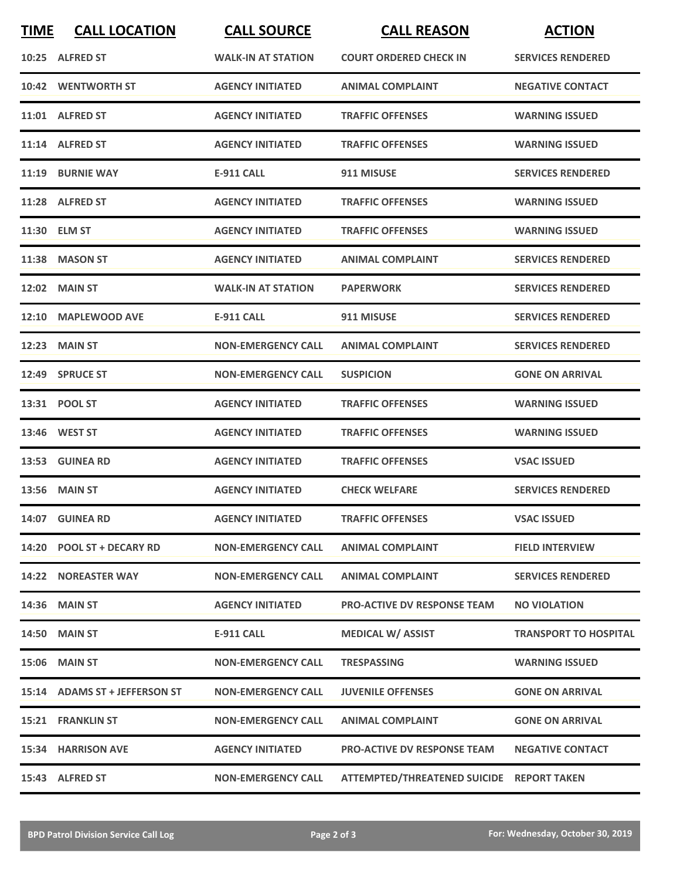| TIME | CALL LOCATION | CALL SOURCE | CALL REASON | ACTION |
|---|---|---|---|---|
| 10:25 | ALFRED ST | WALK-IN AT STATION | COURT ORDERED CHECK IN | SERVICES RENDERED |
| 10:42 | WENTWORTH ST | AGENCY INITIATED | ANIMAL COMPLAINT | NEGATIVE CONTACT |
| 11:01 | ALFRED ST | AGENCY INITIATED | TRAFFIC OFFENSES | WARNING ISSUED |
| 11:14 | ALFRED ST | AGENCY INITIATED | TRAFFIC OFFENSES | WARNING ISSUED |
| 11:19 | BURNIE WAY | E-911 CALL | 911 MISUSE | SERVICES RENDERED |
| 11:28 | ALFRED ST | AGENCY INITIATED | TRAFFIC OFFENSES | WARNING ISSUED |
| 11:30 | ELM ST | AGENCY INITIATED | TRAFFIC OFFENSES | WARNING ISSUED |
| 11:38 | MASON ST | AGENCY INITIATED | ANIMAL COMPLAINT | SERVICES RENDERED |
| 12:02 | MAIN ST | WALK-IN AT STATION | PAPERWORK | SERVICES RENDERED |
| 12:10 | MAPLEWOOD AVE | E-911 CALL | 911 MISUSE | SERVICES RENDERED |
| 12:23 | MAIN ST | NON-EMERGENCY CALL | ANIMAL COMPLAINT | SERVICES RENDERED |
| 12:49 | SPRUCE ST | NON-EMERGENCY CALL | SUSPICION | GONE ON ARRIVAL |
| 13:31 | POOL ST | AGENCY INITIATED | TRAFFIC OFFENSES | WARNING ISSUED |
| 13:46 | WEST ST | AGENCY INITIATED | TRAFFIC OFFENSES | WARNING ISSUED |
| 13:53 | GUINEA RD | AGENCY INITIATED | TRAFFIC OFFENSES | VSAC ISSUED |
| 13:56 | MAIN ST | AGENCY INITIATED | CHECK WELFARE | SERVICES RENDERED |
| 14:07 | GUINEA RD | AGENCY INITIATED | TRAFFIC OFFENSES | VSAC ISSUED |
| 14:20 | POOL ST + DECARY RD | NON-EMERGENCY CALL | ANIMAL COMPLAINT | FIELD INTERVIEW |
| 14:22 | NOREASTER WAY | NON-EMERGENCY CALL | ANIMAL COMPLAINT | SERVICES RENDERED |
| 14:36 | MAIN ST | AGENCY INITIATED | PRO-ACTIVE DV RESPONSE TEAM | NO VIOLATION |
| 14:50 | MAIN ST | E-911 CALL | MEDICAL W/ ASSIST | TRANSPORT TO HOSPITAL |
| 15:06 | MAIN ST | NON-EMERGENCY CALL | TRESPASSING | WARNING ISSUED |
| 15:14 | ADAMS ST + JEFFERSON ST | NON-EMERGENCY CALL | JUVENILE OFFENSES | GONE ON ARRIVAL |
| 15:21 | FRANKLIN ST | NON-EMERGENCY CALL | ANIMAL COMPLAINT | GONE ON ARRIVAL |
| 15:34 | HARRISON AVE | AGENCY INITIATED | PRO-ACTIVE DV RESPONSE TEAM | NEGATIVE CONTACT |
| 15:43 | ALFRED ST | NON-EMERGENCY CALL | ATTEMPTED/THREATENED SUICIDE | REPORT TAKEN |

**BPD Patrol Division Service Call Log** — For: Wednesday, October 30, 2019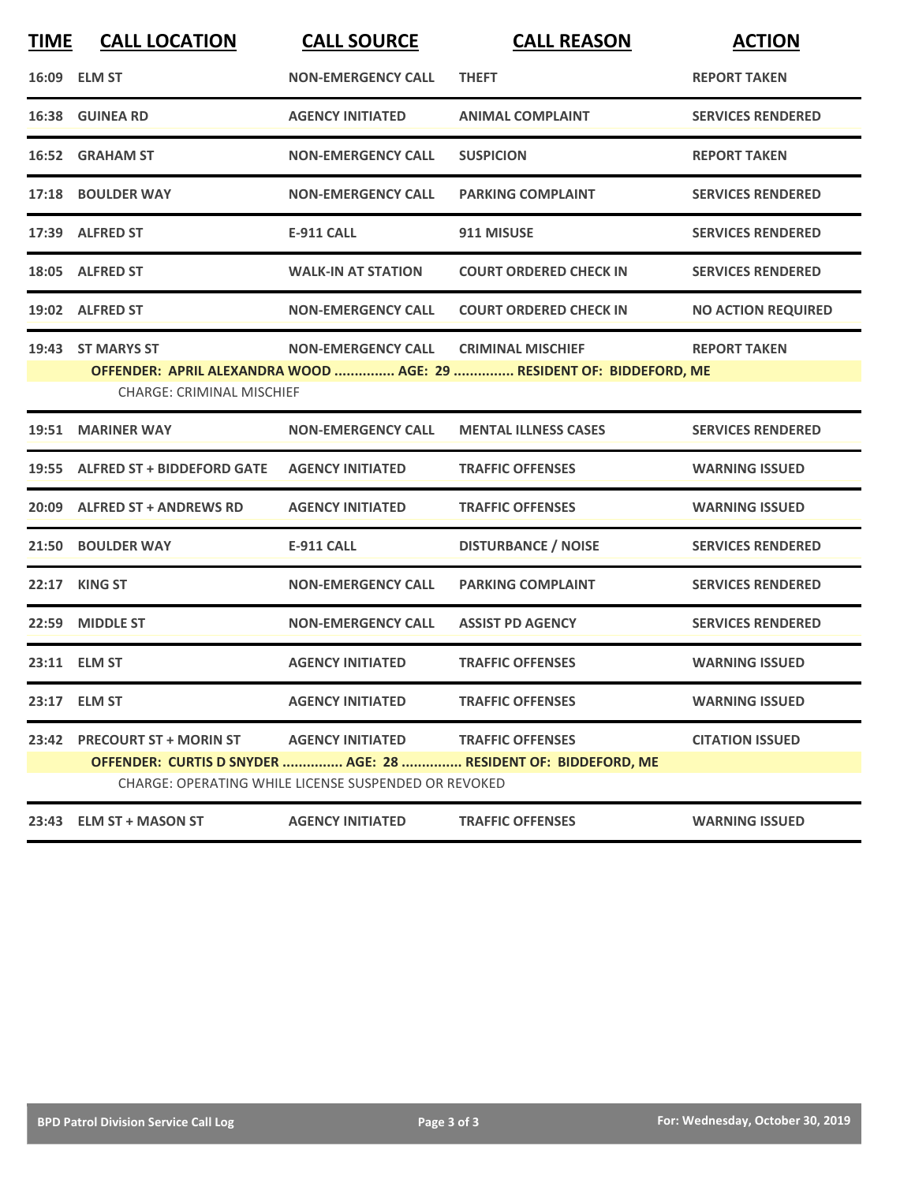| TIME | CALL LOCATION | CALL SOURCE | CALL REASON | ACTION |
|---|---|---|---|---|
| 16:09 | ELM ST | NON-EMERGENCY CALL | THEFT | REPORT TAKEN |
| 16:38 | GUINEA RD | AGENCY INITIATED | ANIMAL COMPLAINT | SERVICES RENDERED |
| 16:52 | GRAHAM ST | NON-EMERGENCY CALL | SUSPICION | REPORT TAKEN |
| 17:18 | BOULDER WAY | NON-EMERGENCY CALL | PARKING COMPLAINT | SERVICES RENDERED |
| 17:39 | ALFRED ST | E-911 CALL | 911 MISUSE | SERVICES RENDERED |
| 18:05 | ALFRED ST | WALK-IN AT STATION | COURT ORDERED CHECK IN | SERVICES RENDERED |
| 19:02 | ALFRED ST | NON-EMERGENCY CALL | COURT ORDERED CHECK IN | NO ACTION REQUIRED |
| 19:43 | ST MARYS ST | NON-EMERGENCY CALL | CRIMINAL MISCHIEF | REPORT TAKEN |
| | **OFFENDER: APRIL ALEXANDRA WOOD ............... AGE: 29 ............... RESIDENT OF: BIDDEFORD, ME** | | | |
| | CHARGE: CRIMINAL MISCHIEF | | | |
| 19:51 | MARINER WAY | NON-EMERGENCY CALL | MENTAL ILLNESS CASES | SERVICES RENDERED |
| 19:55 | ALFRED ST + BIDDEFORD GATE | AGENCY INITIATED | TRAFFIC OFFENSES | WARNING ISSUED |
| 20:09 | ALFRED ST + ANDREWS RD | AGENCY INITIATED | TRAFFIC OFFENSES | WARNING ISSUED |
| 21:50 | BOULDER WAY | E-911 CALL | DISTURBANCE / NOISE | SERVICES RENDERED |
| 22:17 | KING ST | NON-EMERGENCY CALL | PARKING COMPLAINT | SERVICES RENDERED |
| 22:59 | MIDDLE ST | NON-EMERGENCY CALL | ASSIST PD AGENCY | SERVICES RENDERED |
| 23:11 | ELM ST | AGENCY INITIATED | TRAFFIC OFFENSES | WARNING ISSUED |
| 23:17 | ELM ST | AGENCY INITIATED | TRAFFIC OFFENSES | WARNING ISSUED |
| 23:42 | PRECOURT ST + MORIN ST | AGENCY INITIATED | TRAFFIC OFFENSES | CITATION ISSUED |
| | **OFFENDER: CURTIS D SNYDER ............... AGE: 28 ............... RESIDENT OF: BIDDEFORD, ME** | | | |
| | CHARGE: OPERATING WHILE LICENSE SUSPENDED OR REVOKED | | | |
| 23:43 | ELM ST + MASON ST | AGENCY INITIATED | TRAFFIC OFFENSES | WARNING ISSUED |